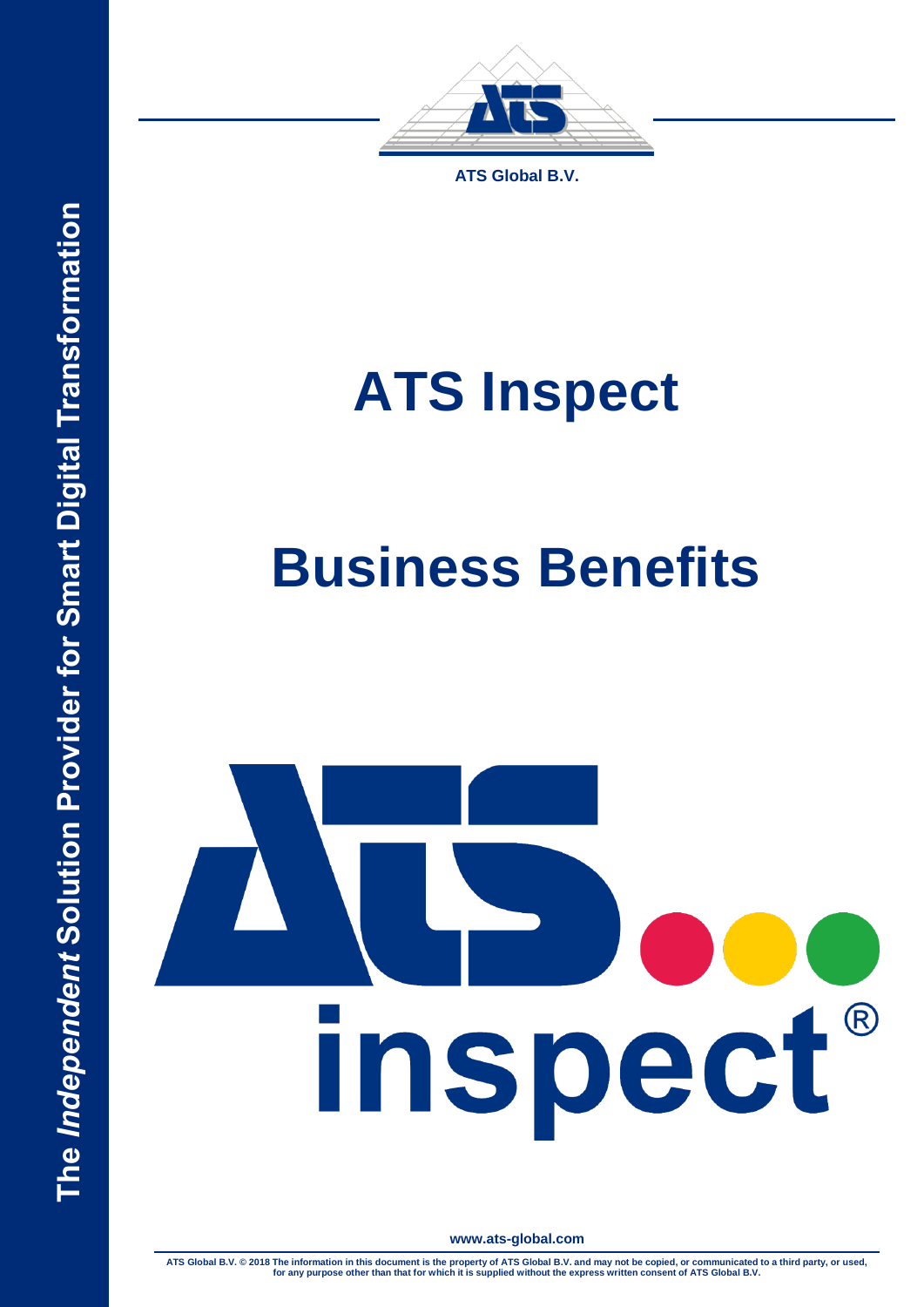ATS Global B.V.

# ATS Inspect

# Business Benefits

The *Independent* Solution Provider for Smart Digital Transformation

www.ats-global.com

ATS Global B.V. © 2018 The information in this document is the property of ATS Global B.V. and may not be copied, or communicated to a third party, or used, for any purpose other than that for which it is supplied without the express written consent of ATS Global B.V.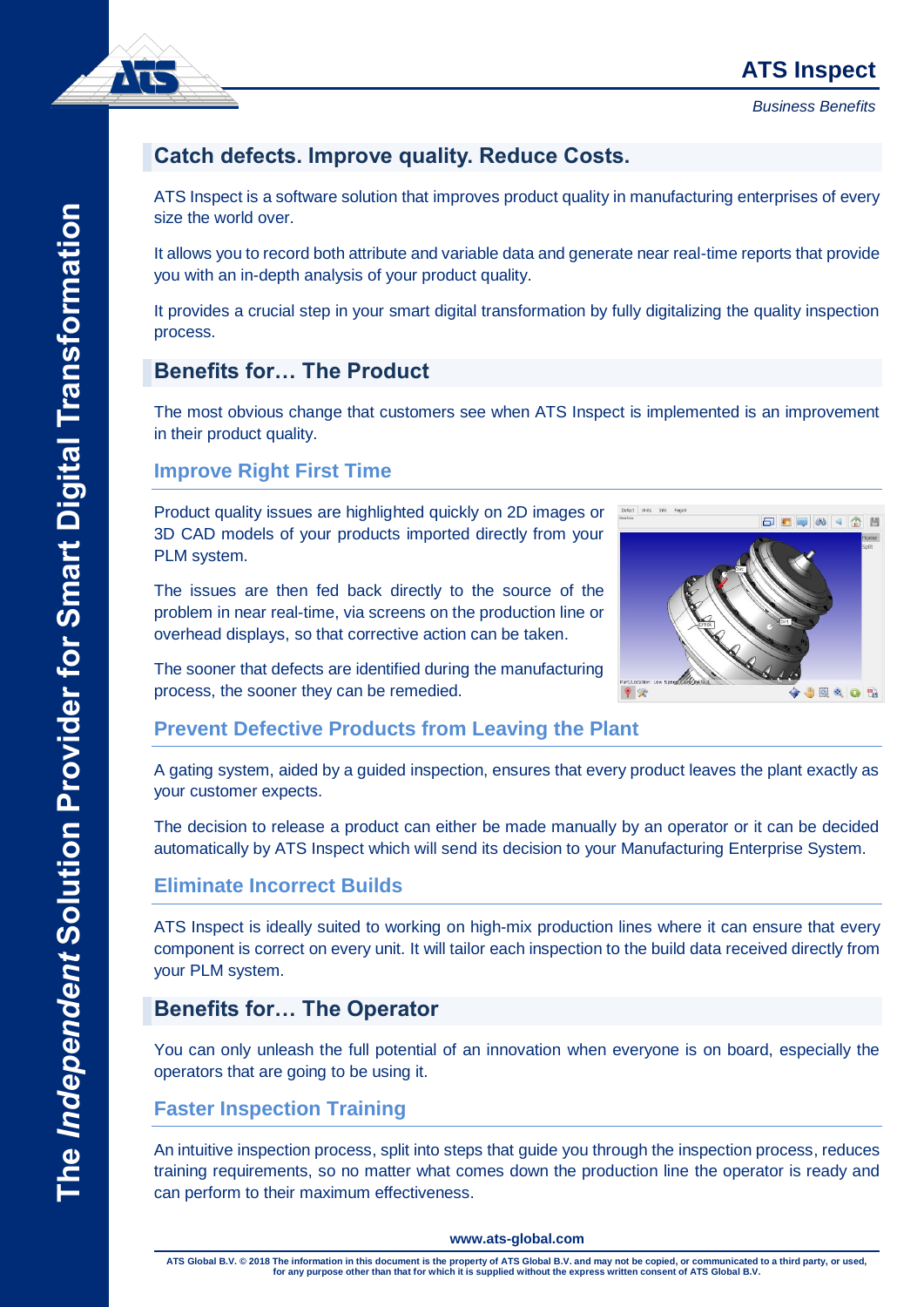## Catch defects. Improve quality. Reduce Costs.

ATS Inspect is a software solution that improves product quality in manufacturing enterprises of every size the world over.

It allows you to record both attribute and variable data and generate near real-time reports that provide you with an in-depth analysis of your product quality.

It provides a crucial step in your smart digital transformation by fully digitalizing the quality inspection process.

## Benefits for… The Product

The most obvious change that customers see when ATS Inspect is implemented is an improvement in their product quality.

### Improve Right First Time

Product quality issues are highlighted quickly on 2D images or 3D CAD models of your products imported directly from your PLM system.

The issues are then fed back directly to the source of the problem in near real-time, via screens on the production line or overhead displays, so that corrective action can be taken.

The sooner that defects are identified during the manufacturing process, the sooner they can be remedied.

### Prevent Defective Products from Leaving the Plant

A gating system, aided by a guided inspection, ensures that every product leaves the plant exactly as your customer expects.

The decision to release a product can either be made manually by an operator or it can be decided automatically by ATS Inspect which will send its decision to your Manufacturing Enterprise System.

### Eliminate Incorrect Builds

ATS Inspect is ideally suited to working on high-mix production lines where it can ensure that every component is correct on every unit. It will tailor each inspection to the build data received directly from your PLM system.

## Benefits for… The Operator

You can only unleash the full potential of an innovation when everyone is on board, especially the operators that are going to be using it.

### Faster Inspection Training

An intuitive inspection process, split into steps that guide you through the inspection process, reduces training requirements, so no matter what comes down the production line the operator is ready and can perform to their maximum effectiveness.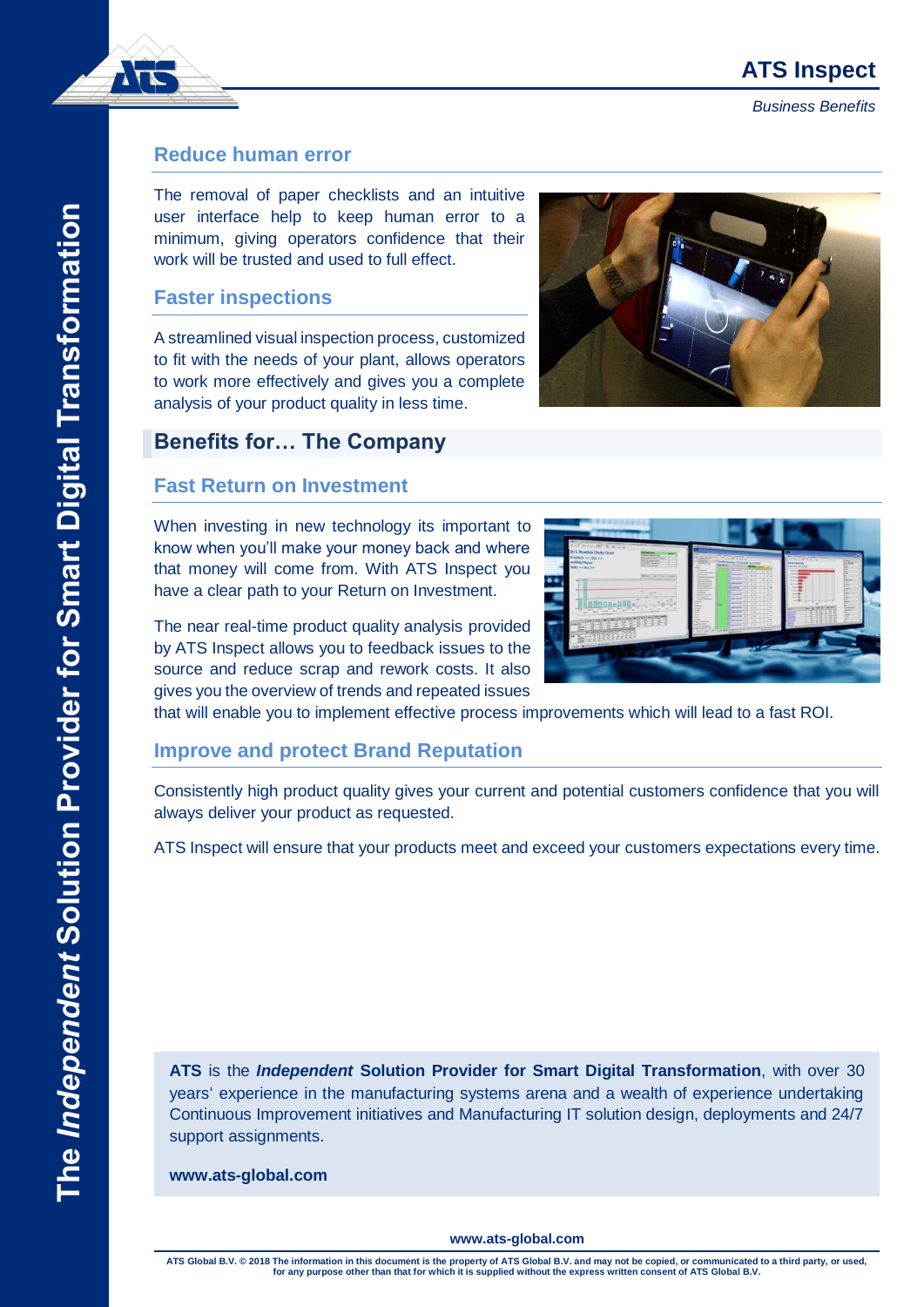## Reduce human error

The removal of paper checklists and an intuitive user interface help to keep human error to a minimum, giving operators confidence that their work will be trusted and used to full effect.

## Faster inspections

A streamlined visual inspection process, customized to fit with the needs of your plant, allows operators to work more effectively and gives you a complete analysis of your product quality in less time.

# Benefits for… The Company

## Fast Return on Investment

When investing in new technology its important to know when you'll make your money back and where that money will come from. With ATS Inspect you have a clear path to your Return on Investment.

The near real-time product quality analysis provided by ATS Inspect allows you to feedback issues to the source and reduce scrap and rework costs. It also gives you the overview of trends and repeated issues that will enable you to implement effective process improvements which will lead to a fast ROI.

## Improve and protect Brand Reputation

Consistently high product quality gives your current and potential customers confidence that you will always deliver your product as requested.

ATS Inspect will ensure that your products meet and exceed your customers expectations every time.

**ATS** is the ***Independent*** **Solution Provider for Smart Digital Transformation**, with over 30 years' experience in the manufacturing systems arena and a wealth of experience undertaking Continuous Improvement initiatives and Manufacturing IT solution design, deployments and 24/7 support assignments.

**www.ats-global.com**